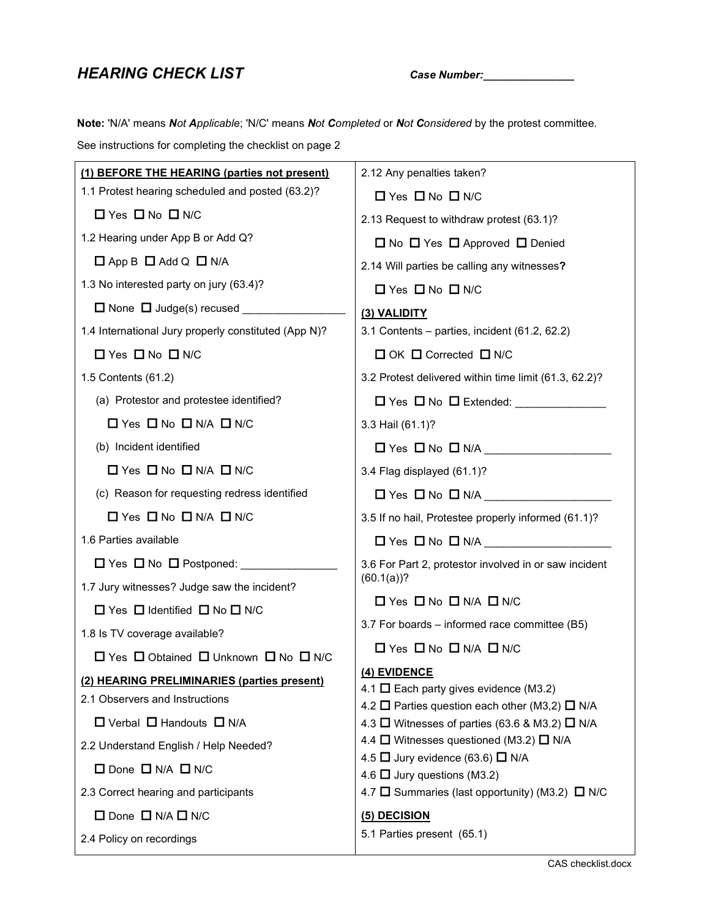# *HEARING CHECK LIST*

***Case Number:_______________***

**Note:** 'N/A' means ***N**ot **A**pplicable*; 'N/C' means ***N**ot **C**ompleted* or ***N**ot **C**onsidered* by the protest committee.

See instructions for completing the checklist on page 2

**(1) BEFORE THE HEARING (parties not present)**

1.1 Protest hearing scheduled and posted (63.2)?

☐ Yes ☐ No ☐ N/C

1.2 Hearing under App B or Add Q?

☐ App B ☐ Add Q ☐ N/A

1.3 No interested party on jury (63.4)?

☐ None ☐ Judge(s) recused _________________

1.4 International Jury properly constituted (App N)?

☐ Yes ☐ No ☐ N/C

1.5 Contents (61.2)

(a) Protestor and protestee identified?

☐ Yes ☐ No ☐ N/A ☐ N/C

(b) Incident identified

☐ Yes ☐ No ☐ N/A ☐ N/C

(c) Reason for requesting redress identified

☐ Yes ☐ No ☐ N/A ☐ N/C

1.6 Parties available

☐ Yes ☐ No ☐ Postponed: ________________

1.7 Jury witnesses? Judge saw the incident?

☐ Yes ☐ Identified ☐ No ☐ N/C

1.8 Is TV coverage available?

☐ Yes ☐ Obtained ☐ Unknown ☐ No ☐ N/C

**(2) HEARING PRELIMINARIES (parties present)**

2.1 Observers and Instructions

☐ Verbal ☐ Handouts ☐ N/A

2.2 Understand English / Help Needed?

☐ Done ☐ N/A ☐ N/C

2.3 Correct hearing and participants

☐ Done ☐ N/A ☐ N/C

2.4 Policy on recordings

2.12 Any penalties taken?

☐ Yes ☐ No ☐ N/C

2.13 Request to withdraw protest (63.1)?

☐ No ☐ Yes ☐ Approved ☐ Denied

2.14 Will parties be calling any witnesses**?**

☐ Yes ☐ No ☐ N/C

**(3) VALIDITY**

3.1 Contents – parties, incident (61.2, 62.2)

☐ OK ☐ Corrected ☐ N/C

3.2 Protest delivered within time limit (61.3, 62.2)?

☐ Yes ☐ No ☐ Extended: _______________

3.3 Hail (61.1)?

☐ Yes ☐ No ☐ N/A _____________________

3.4 Flag displayed (61.1)?

☐ Yes ☐ No ☐ N/A _____________________

3.5 If no hail, Protestee properly informed (61.1)?

☐ Yes ☐ No ☐ N/A _____________________

3.6 For Part 2, protestor involved in or saw incident (60.1(a))?

☐ Yes ☐ No ☐ N/A ☐ N/C

3.7 For boards – informed race committee (B5)

☐ Yes ☐ No ☐ N/A ☐ N/C

**(4) EVIDENCE**

4.1 ☐ Each party gives evidence (M3.2)

4.2 ☐ Parties question each other (M3,2) ☐ N/A

4.3 ☐ Witnesses of parties (63.6 & M3.2) ☐ N/A

4.4 ☐ Witnesses questioned (M3.2) ☐ N/A

4.5 ☐ Jury evidence (63.6) ☐ N/A

4.6 ☐ Jury questions (M3.2)

4.7 ☐ Summaries (last opportunity) (M3.2) ☐ N/C

**(5) DECISION**

5.1 Parties present (65.1)

CAS checklist.docx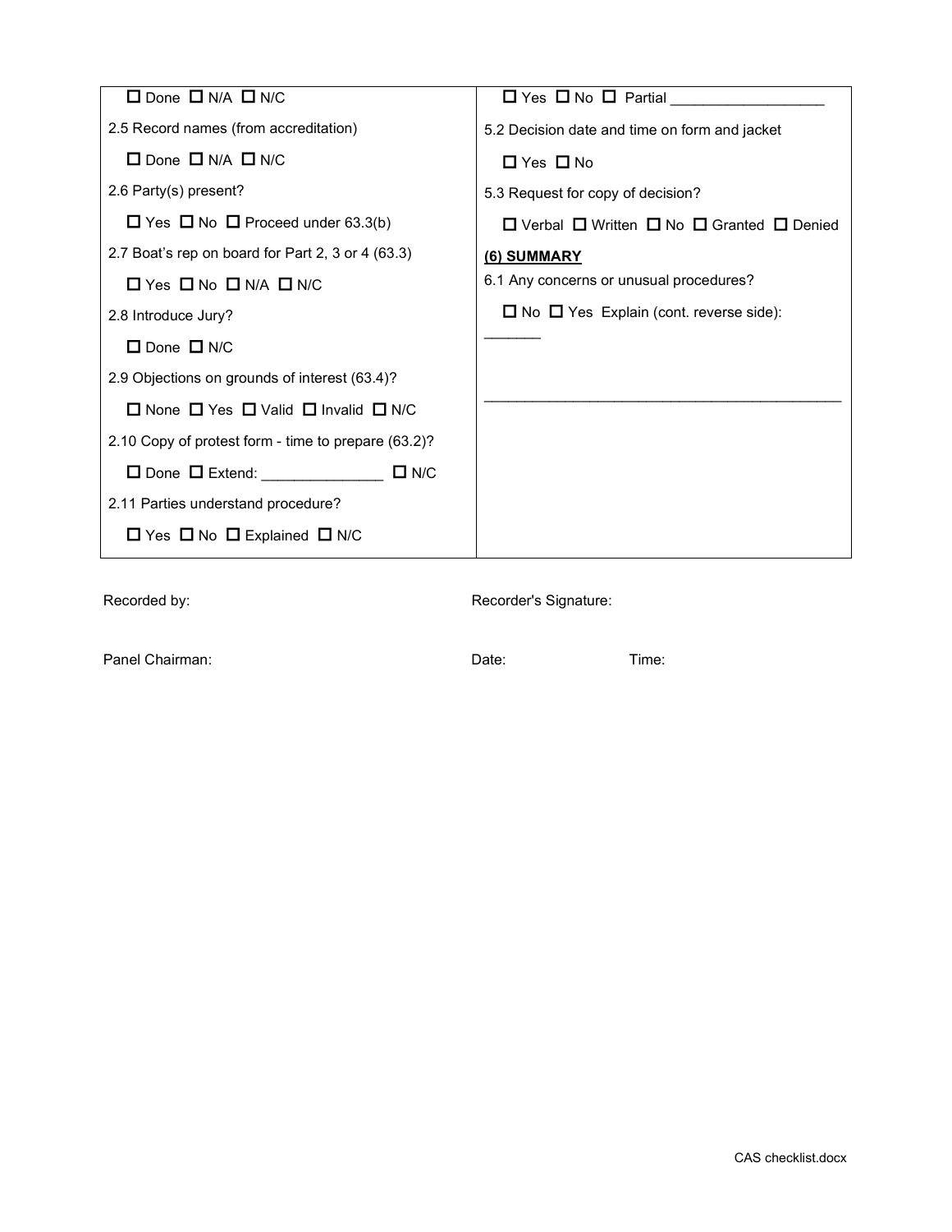| | |
|---|---|
| ☐ Done ☐ N/A ☐ N/C | ☐ Yes ☐ No ☐ Partial ___________________ |
| 2.5 Record names (from accreditation) | 5.2 Decision date and time on form and jacket |
| ☐ Done ☐ N/A ☐ N/C | ☐ Yes ☐ No |
| 2.6 Party(s) present? | 5.3 Request for copy of decision? |
| ☐ Yes ☐ No ☐ Proceed under 63.3(b) | ☐ Verbal ☐ Written ☐ No ☐ Granted ☐ Denied |
| 2.7 Boat's rep on board for Part 2, 3 or 4 (63.3) | **(6) SUMMARY** |
| ☐ Yes ☐ No ☐ N/A ☐ N/C | 6.1 Any concerns or unusual procedures? |
| 2.8 Introduce Jury? | ☐ No ☐ Yes Explain (cont. reverse side): _______ |
| ☐ Done ☐ N/C | |
| 2.9 Objections on grounds of interest (63.4)? | |
| ☐ None ☐ Yes ☐ Valid ☐ Invalid ☐ N/C | _____________________________________________ |
| 2.10 Copy of protest form - time to prepare (63.2)? | |
| ☐ Done ☐ Extend: _______________ ☐ N/C | |
| 2.11 Parties understand procedure? | |
| ☐ Yes ☐ No ☐ Explained ☐ N/C | |

Recorded by: Recorder's Signature:

Panel Chairman: Date: Time:

CAS checklist.docx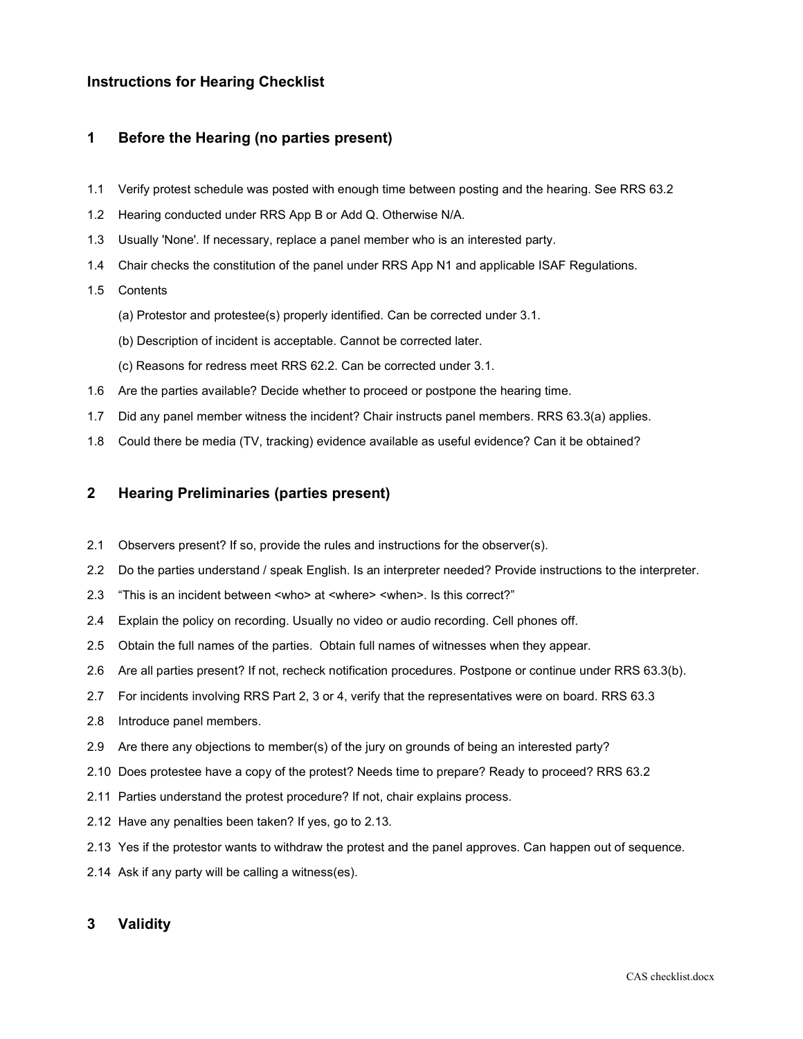## Instructions for Hearing Checklist

## 1 Before the Hearing (no parties present)

1.1 Verify protest schedule was posted with enough time between posting and the hearing. See RRS 63.2

1.2 Hearing conducted under RRS App B or Add Q. Otherwise N/A.

1.3 Usually 'None'. If necessary, replace a panel member who is an interested party.

1.4 Chair checks the constitution of the panel under RRS App N1 and applicable ISAF Regulations.

1.5 Contents

(a) Protestor and protestee(s) properly identified. Can be corrected under 3.1.

(b) Description of incident is acceptable. Cannot be corrected later.

(c) Reasons for redress meet RRS 62.2. Can be corrected under 3.1.

1.6 Are the parties available? Decide whether to proceed or postpone the hearing time.

1.7 Did any panel member witness the incident? Chair instructs panel members. RRS 63.3(a) applies.

1.8 Could there be media (TV, tracking) evidence available as useful evidence? Can it be obtained?

## 2 Hearing Preliminaries (parties present)

2.1 Observers present? If so, provide the rules and instructions for the observer(s).

2.2 Do the parties understand / speak English. Is an interpreter needed? Provide instructions to the interpreter.

2.3 "This is an incident between <who> at <where> <when>. Is this correct?"

2.4 Explain the policy on recording. Usually no video or audio recording. Cell phones off.

2.5 Obtain the full names of the parties. Obtain full names of witnesses when they appear.

2.6 Are all parties present? If not, recheck notification procedures. Postpone or continue under RRS 63.3(b).

2.7 For incidents involving RRS Part 2, 3 or 4, verify that the representatives were on board. RRS 63.3

2.8 Introduce panel members.

2.9 Are there any objections to member(s) of the jury on grounds of being an interested party?

2.10 Does protestee have a copy of the protest? Needs time to prepare? Ready to proceed? RRS 63.2

2.11 Parties understand the protest procedure? If not, chair explains process.

2.12 Have any penalties been taken? If yes, go to 2.13.

2.13 Yes if the protestor wants to withdraw the protest and the panel approves. Can happen out of sequence.

2.14 Ask if any party will be calling a witness(es).

## 3 Validity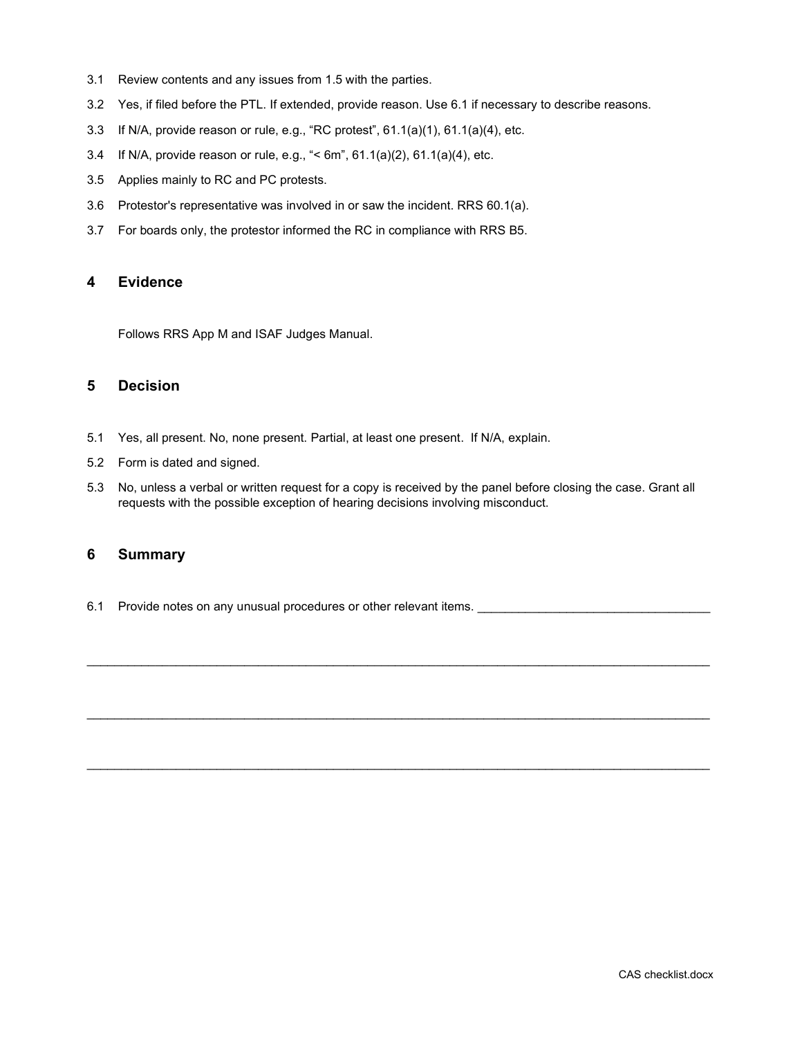3.1 Review contents and any issues from 1.5 with the parties.

3.2 Yes, if filed before the PTL. If extended, provide reason. Use 6.1 if necessary to describe reasons.

3.3 If N/A, provide reason or rule, e.g., “RC protest”, 61.1(a)(1), 61.1(a)(4), etc.

3.4 If N/A, provide reason or rule, e.g., “< 6m”, 61.1(a)(2), 61.1(a)(4), etc.

3.5 Applies mainly to RC and PC protests.

3.6 Protestor's representative was involved in or saw the incident. RRS 60.1(a).

3.7 For boards only, the protestor informed the RC in compliance with RRS B5.

## 4 Evidence

Follows RRS App M and ISAF Judges Manual.

## 5 Decision

5.1 Yes, all present. No, none present. Partial, at least one present. If N/A, explain.

5.2 Form is dated and signed.

5.3 No, unless a verbal or written request for a copy is received by the panel before closing the case. Grant all requests with the possible exception of hearing decisions involving misconduct.

## 6 Summary

6.1 Provide notes on any unusual procedures or other relevant items. ___________________________________

_____________________________________________________________________________________________

_____________________________________________________________________________________________

_____________________________________________________________________________________________

CAS checklist.docx